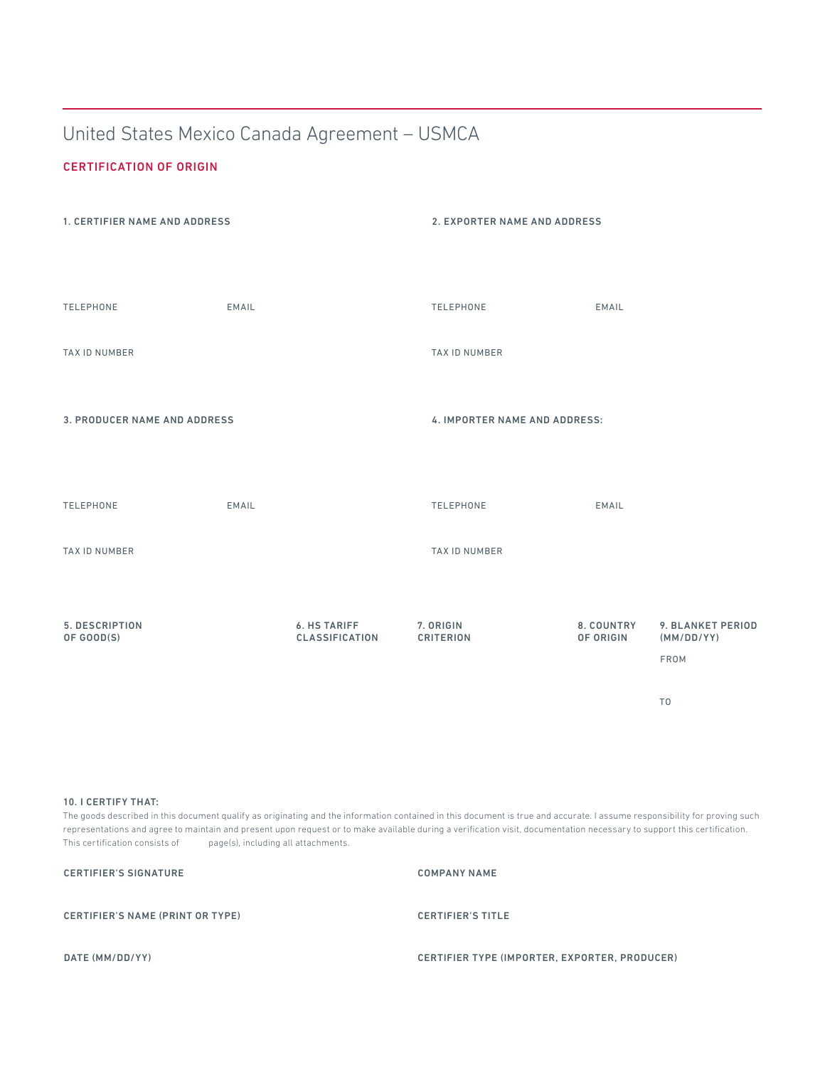# United States Mexico Canada Agreement – USMCA

## CERTIFICATION OF ORIGIN

**1. CERTIFIER NAME AND ADDRESS**

TELEPHONE

EMAIL

TAX ID NUMBER

**2. EXPORTER NAME AND ADDRESS**

TELEPHONE

EMAIL

TAX ID NUMBER

**3. PRODUCER NAME AND ADDRESS**

TELEPHONE

EMAIL

TAX ID NUMBER

**4. IMPORTER NAME AND ADDRESS:**

TELEPHONE

EMAIL

TAX ID NUMBER

| 5. DESCRIPTION OF GOOD(S) | 6. HS TARIFF CLASSIFICATION | 7. ORIGIN CRITERION | 8. COUNTRY OF ORIGIN | 9. BLANKET PERIOD (MM/DD/YY) |
|---|---|---|---|---|
| | | | | FROM |
| | | | | TO |

**10. I CERTIFY THAT:**

The goods described in this document qualify as originating and the information contained in this document is true and accurate. I assume responsibility for proving such representations and agree to maintain and present upon request or to make available during a verification visit, documentation necessary to support this certification. This certification consists of page(s), including all attachments.

**CERTIFIER'S SIGNATURE**

**COMPANY NAME**

**CERTIFIER'S NAME (PRINT OR TYPE)**

**CERTIFIER'S TITLE**

**DATE (MM/DD/YY)**

**CERTIFIER TYPE (IMPORTER, EXPORTER, PRODUCER)**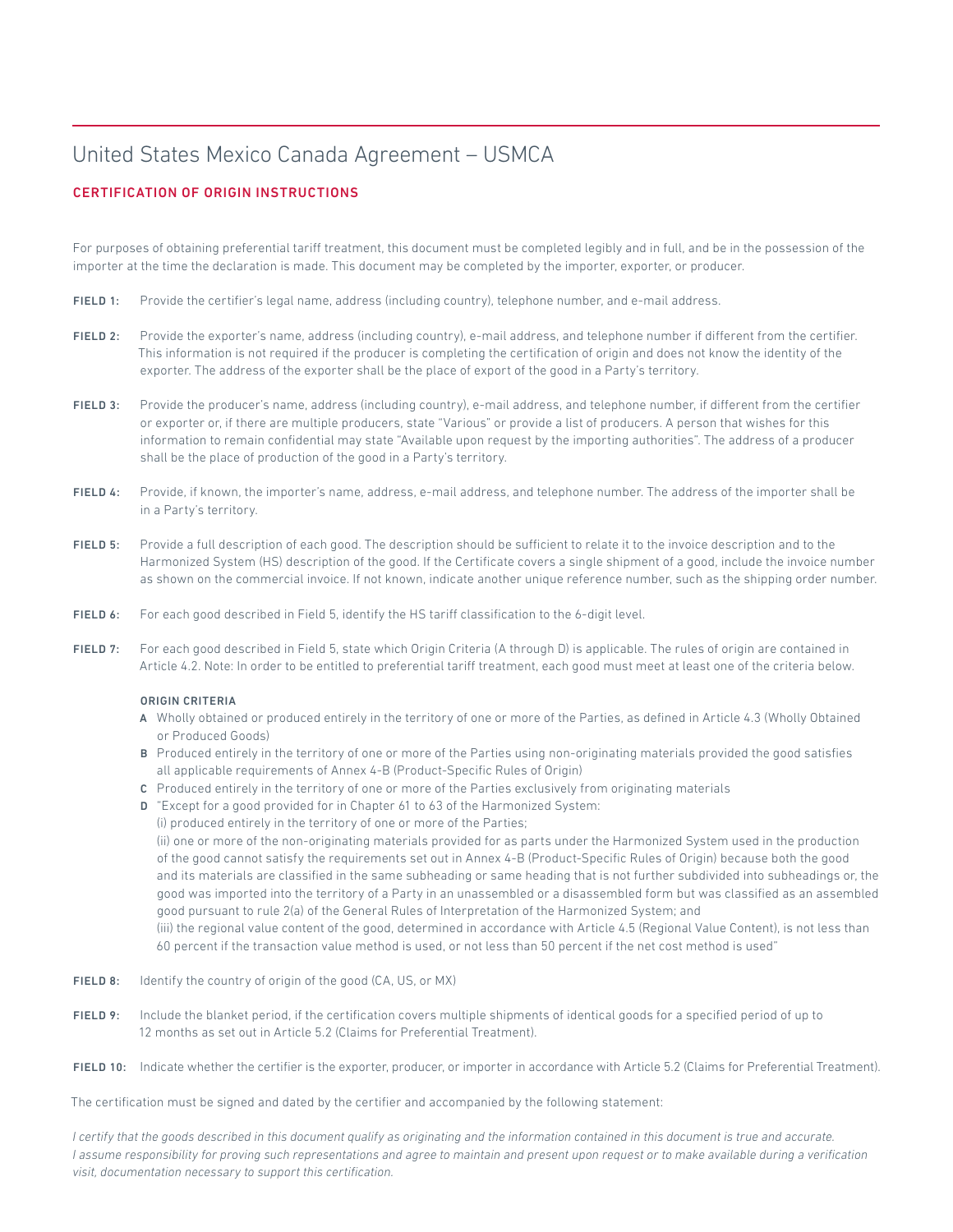# United States Mexico Canada Agreement – USMCA

## CERTIFICATION OF ORIGIN INSTRUCTIONS

For purposes of obtaining preferential tariff treatment, this document must be completed legibly and in full, and be in the possession of the importer at the time the declaration is made. This document may be completed by the importer, exporter, or producer.

**FIELD 1:** Provide the certifier's legal name, address (including country), telephone number, and e-mail address.

**FIELD 2:** Provide the exporter's name, address (including country), e-mail address, and telephone number if different from the certifier. This information is not required if the producer is completing the certification of origin and does not know the identity of the exporter. The address of the exporter shall be the place of export of the good in a Party's territory.

**FIELD 3:** Provide the producer's name, address (including country), e-mail address, and telephone number, if different from the certifier or exporter or, if there are multiple producers, state "Various" or provide a list of producers. A person that wishes for this information to remain confidential may state "Available upon request by the importing authorities". The address of a producer shall be the place of production of the good in a Party's territory.

**FIELD 4:** Provide, if known, the importer's name, address, e-mail address, and telephone number. The address of the importer shall be in a Party's territory.

**FIELD 5:** Provide a full description of each good. The description should be sufficient to relate it to the invoice description and to the Harmonized System (HS) description of the good. If the Certificate covers a single shipment of a good, include the invoice number as shown on the commercial invoice. If not known, indicate another unique reference number, such as the shipping order number.

**FIELD 6:** For each good described in Field 5, identify the HS tariff classification to the 6-digit level.

**FIELD 7:** For each good described in Field 5, state which Origin Criteria (A through D) is applicable. The rules of origin are contained in Article 4.2. Note: In order to be entitled to preferential tariff treatment, each good must meet at least one of the criteria below.

**ORIGIN CRITERIA**

**A** Wholly obtained or produced entirely in the territory of one or more of the Parties, as defined in Article 4.3 (Wholly Obtained or Produced Goods)

**B** Produced entirely in the territory of one or more of the Parties using non-originating materials provided the good satisfies all applicable requirements of Annex 4-B (Product-Specific Rules of Origin)

**C** Produced entirely in the territory of one or more of the Parties exclusively from originating materials

**D** "Except for a good provided for in Chapter 61 to 63 of the Harmonized System:
(i) produced entirely in the territory of one or more of the Parties;
(ii) one or more of the non-originating materials provided for as parts under the Harmonized System used in the production of the good cannot satisfy the requirements set out in Annex 4-B (Product-Specific Rules of Origin) because both the good and its materials are classified in the same subheading or same heading that is not further subdivided into subheadings or, the good was imported into the territory of a Party in an unassembled or a disassembled form but was classified as an assembled good pursuant to rule 2(a) of the General Rules of Interpretation of the Harmonized System; and
(iii) the regional value content of the good, determined in accordance with Article 4.5 (Regional Value Content), is not less than 60 percent if the transaction value method is used, or not less than 50 percent if the net cost method is used"

**FIELD 8:** Identify the country of origin of the good (CA, US, or MX)

**FIELD 9:** Include the blanket period, if the certification covers multiple shipments of identical goods for a specified period of up to 12 months as set out in Article 5.2 (Claims for Preferential Treatment).

**FIELD 10:** Indicate whether the certifier is the exporter, producer, or importer in accordance with Article 5.2 (Claims for Preferential Treatment).

The certification must be signed and dated by the certifier and accompanied by the following statement:

*I certify that the goods described in this document qualify as originating and the information contained in this document is true and accurate. I assume responsibility for proving such representations and agree to maintain and present upon request or to make available during a verification visit, documentation necessary to support this certification.*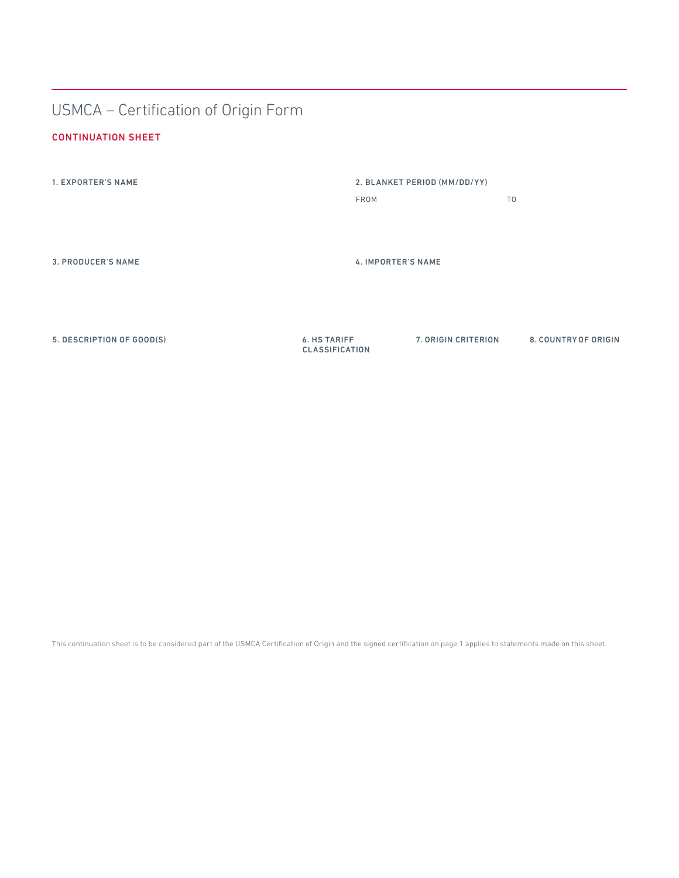# USMCA – Certification of Origin Form

## CONTINUATION SHEET

**1. EXPORTER'S NAME**

**2. BLANKET PERIOD (MM/DD/YY)**

FROM TO

**3. PRODUCER'S NAME**

**4. IMPORTER'S NAME**

| 5. DESCRIPTION OF GOOD(S) | 6. HS TARIFF CLASSIFICATION | 7. ORIGIN CRITERION | 8. COUNTRY OF ORIGIN |
| --- | --- | --- | --- |
| | | | |

This continuation sheet is to be considered part of the USMCA Certification of Origin and the signed certification on page 1 applies to statements made on this sheet.